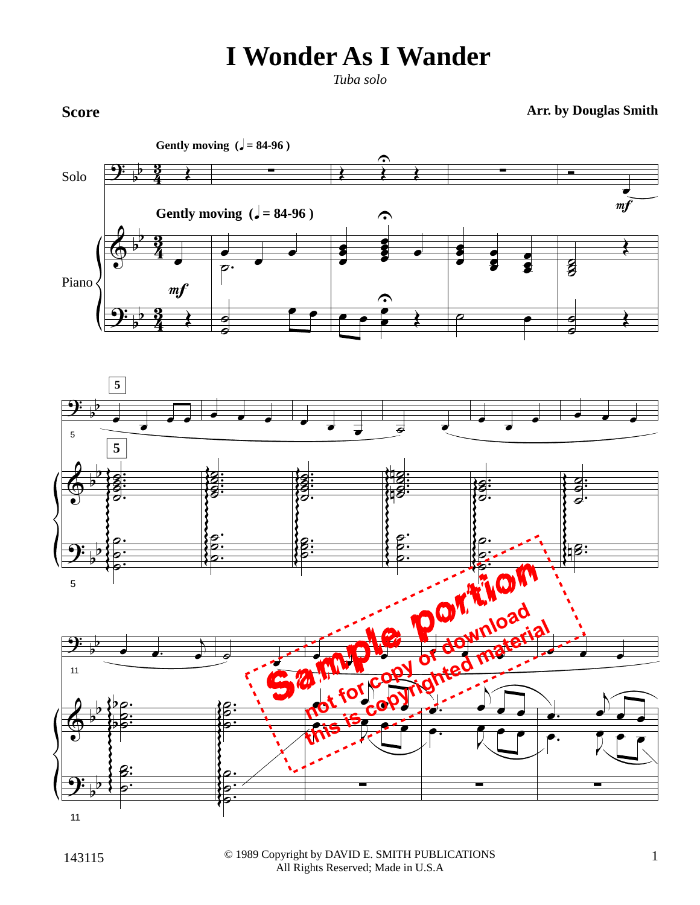# I Wonder As I Wander

*Tuba solo*

**Score**

**Arr. by Douglas Smith**

© 1989 Copyright by DAVID E. SMITH PUBLICATIONS
All Rights Reserved; Made in U.S.A

143115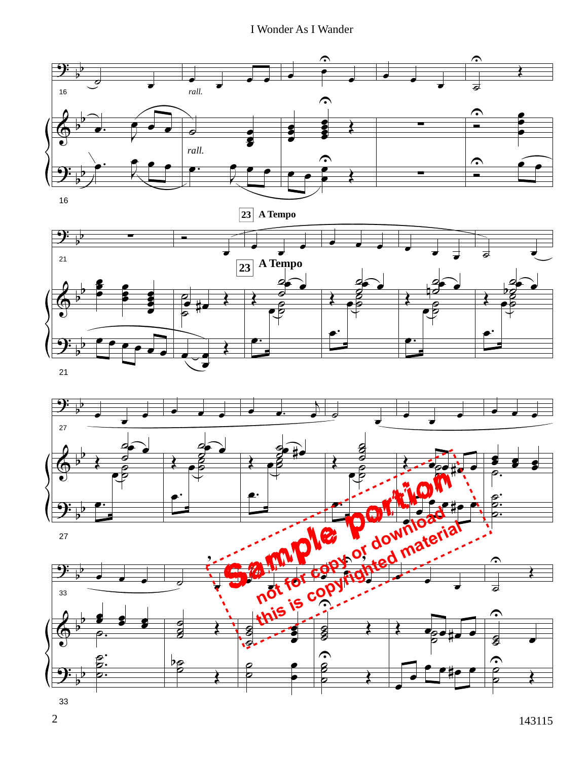*rall.*

**23** **A Tempo**

Sample portion
not for copy or download
this is copyrighted material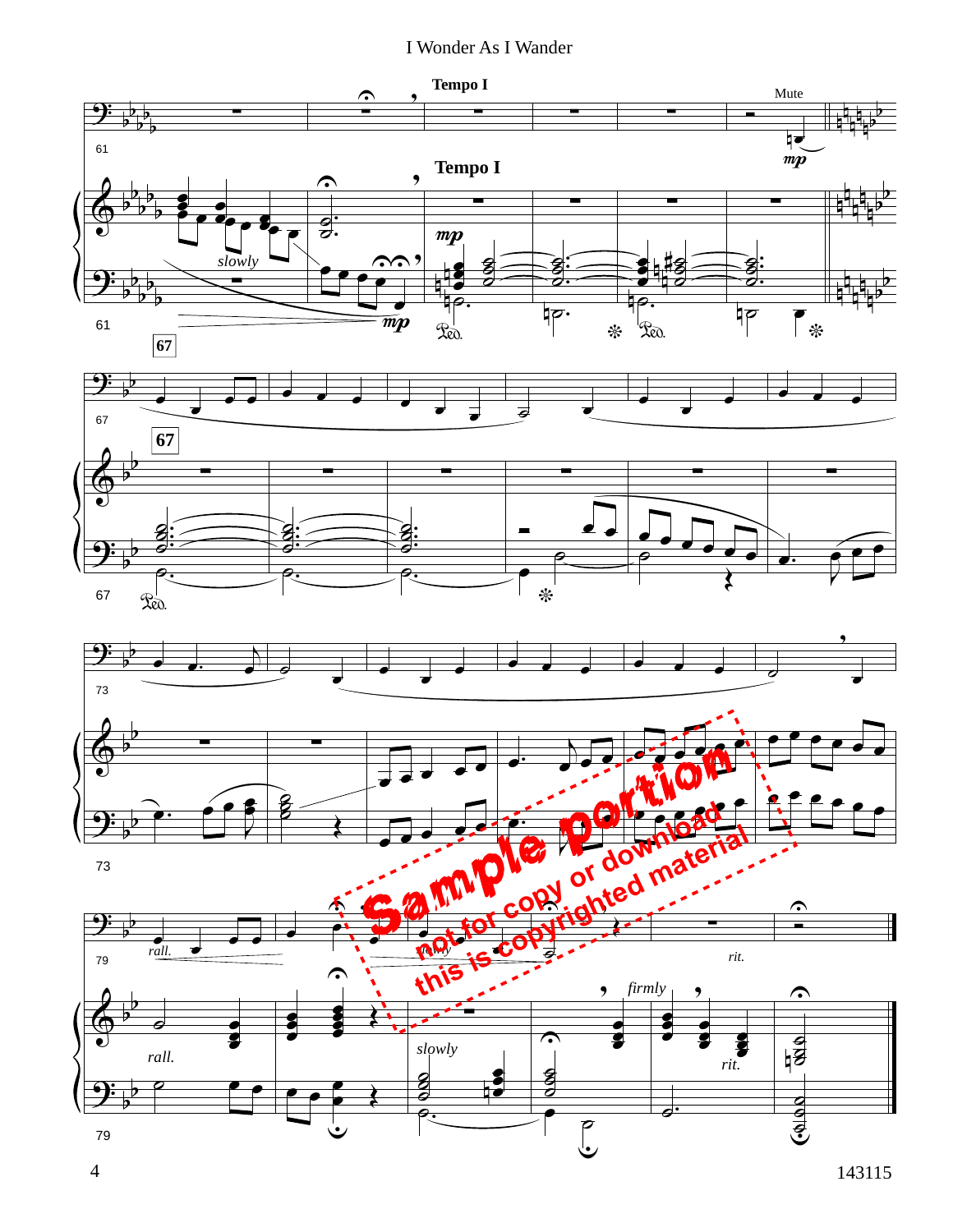Tempo I

Mute

*mp*

*slowly*

*mp*

67

*rall.*

*slowly*

*firmly*

*rit.*

Sample portion
not for copy or download
this is copyrighted material